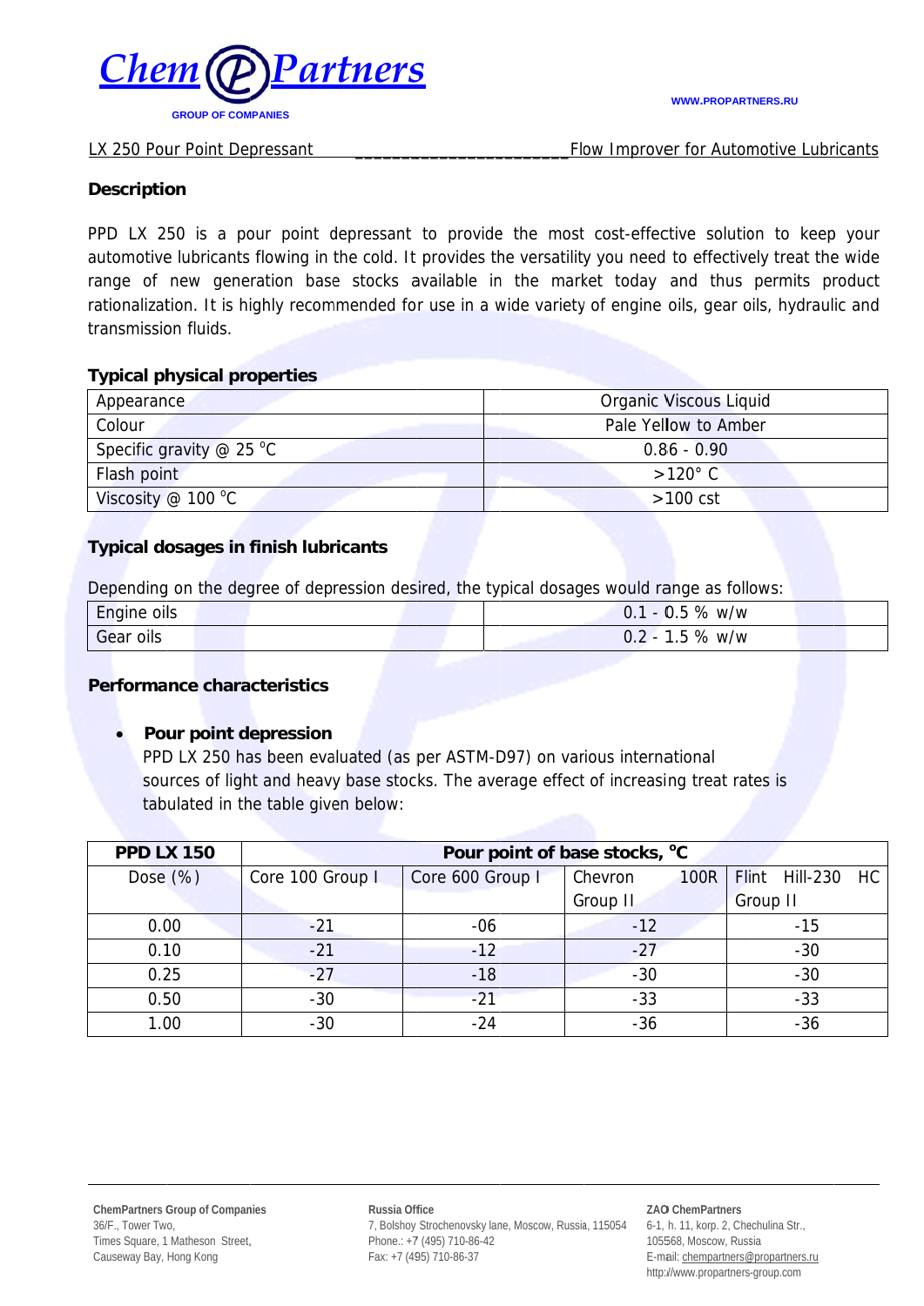LX 250 Pour Point Depressant ______________________ Flow Improver for Automotive Lubricants

## Description

PPD LX 250 is a pour point depressant to provide the most cost-effective solution to keep your automotive lubricants flowing in the cold. It provides the versatility you need to effectively treat the wide range of new generation base stocks available in the market today and thus permits product rationalization. It is highly recommended for use in a wide variety of engine oils, gear oils, hydraulic and transmission fluids.

## Typical physical properties

| Appearance | Organic Viscous Liquid |
|---|---|
| Colour | Pale Yellow to Amber |
| Specific gravity @ 25 °C | 0.86 - 0.90 |
| Flash point | >120° C |
| Viscosity @ 100 °C | >100 cst |

## Typical dosages in finish lubricants

Depending on the degree of depression desired, the typical dosages would range as follows:

| Engine oils | 0.1 - 0.5 % w/w |
|---|---|
| Gear oils | 0.2 - 1.5 % w/w |

## Performance characteristics

- **Pour point depression**

  PPD LX 250 has been evaluated (as per ASTM-D97) on various international sources of light and heavy base stocks. The average effect of increasing treat rates is tabulated in the table given below:

| **PPD LX 150** | **Pour point of base stocks, °C** | | | |
|---|---|---|---|---|
| Dose (%) | Core 100 Group I | Core 600 Group I | Chevron 100R Group II | Flint Hill-230 HC Group II |
| 0.00 | -21 | -06 | -12 | -15 |
| 0.10 | -21 | -12 | -27 | -30 |
| 0.25 | -27 | -18 | -30 | -30 |
| 0.50 | -30 | -21 | -33 | -33 |
| 1.00 | -30 | -24 | -36 | -36 |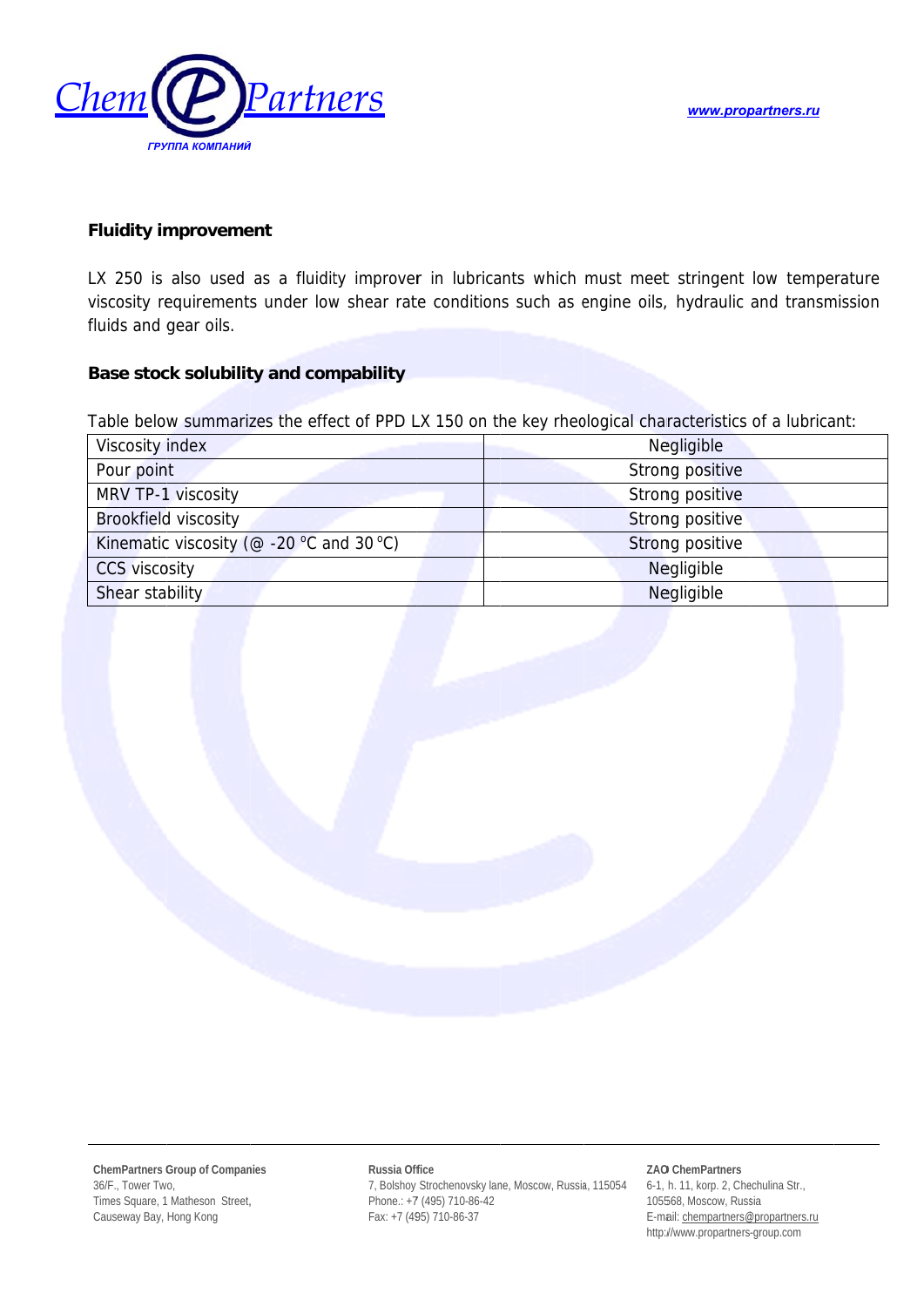## Fluidity improvement

LX 250 is also used as a fluidity improver in lubricants which must meet stringent low temperature viscosity requirements under low shear rate conditions such as engine oils, hydraulic and transmission fluids and gear oils.

## Base stock solubility and compability

Table below summarizes the effect of PPD LX 150 on the key rheological characteristics of a lubricant:

| | |
|---|---|
| Viscosity index | Negligible |
| Pour point | Strong positive |
| MRV TP-1 viscosity | Strong positive |
| Brookfield viscosity | Strong positive |
| Kinematic viscosity (@ -20 °C and 30 °C) | Strong positive |
| CCS viscosity | Negligible |
| Shear stability | Negligible |